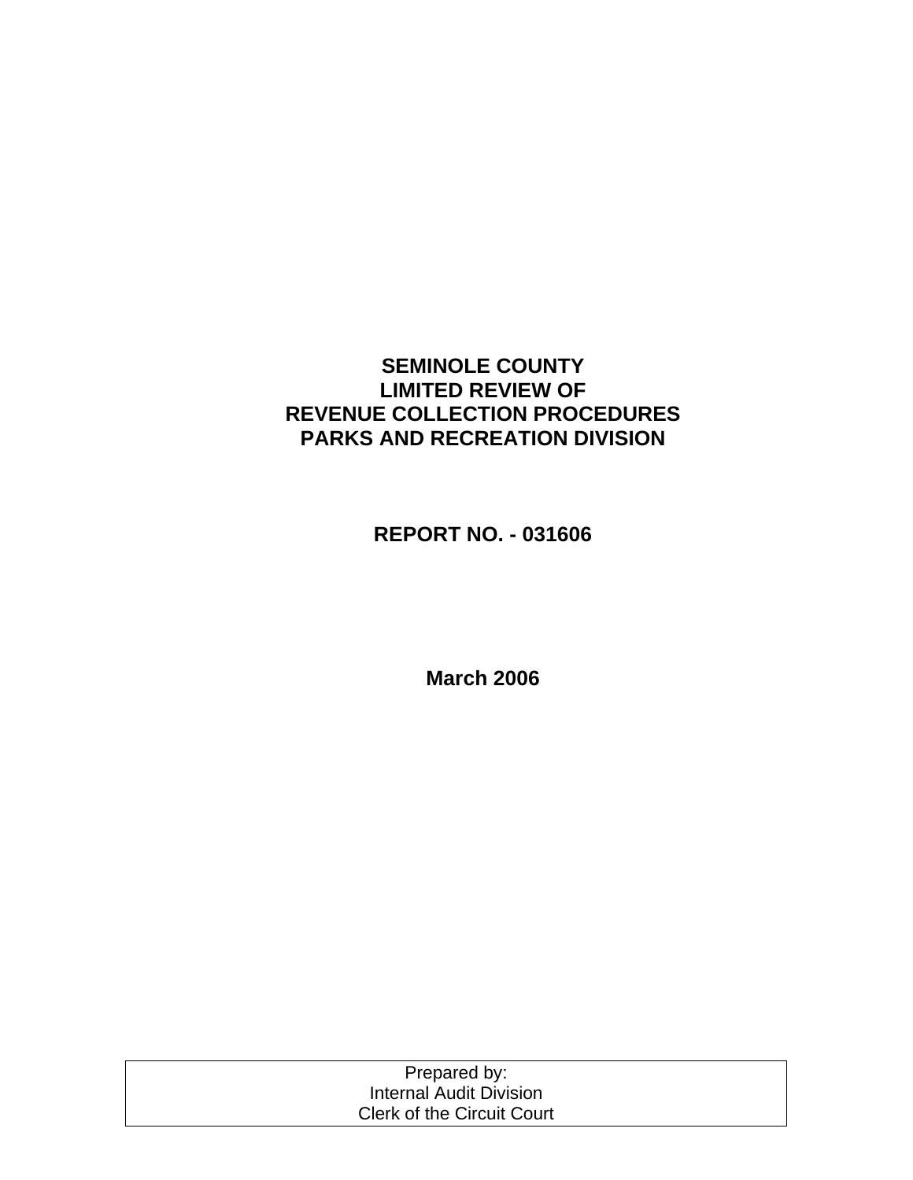# SEMINOLE COUNTY
# LIMITED REVIEW OF
# REVENUE COLLECTION PROCEDURES
# PARKS AND RECREATION DIVISION

**REPORT NO. - 031606**

**March 2006**

| Prepared by: |
|---|
| Internal Audit Division |
| Clerk of the Circuit Court |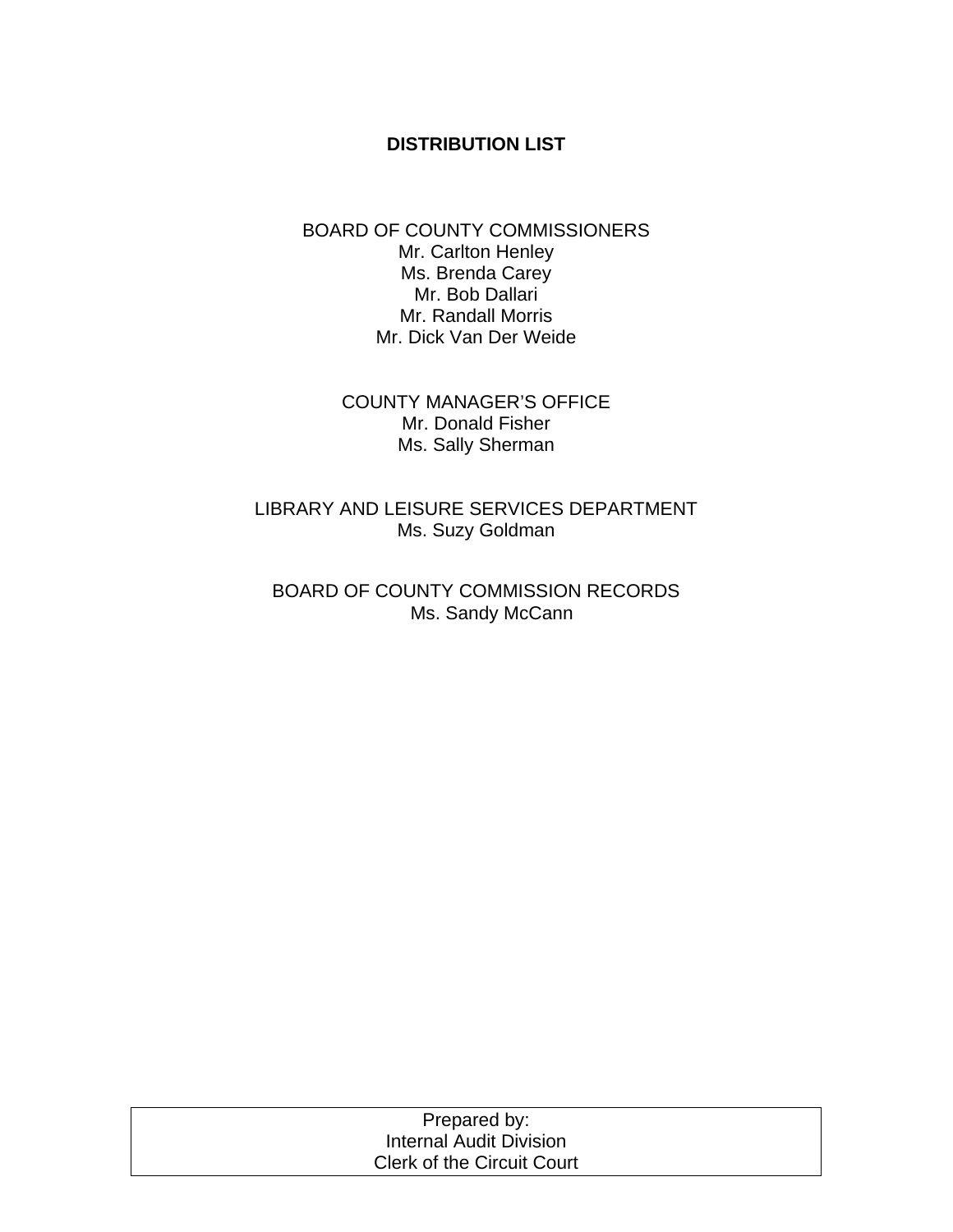# DISTRIBUTION LIST

BOARD OF COUNTY COMMISSIONERS
Mr. Carlton Henley
Ms. Brenda Carey
Mr. Bob Dallari
Mr. Randall Morris
Mr. Dick Van Der Weide

COUNTY MANAGER'S OFFICE
Mr. Donald Fisher
Ms. Sally Sherman

LIBRARY AND LEISURE SERVICES DEPARTMENT
Ms. Suzy Goldman

BOARD OF COUNTY COMMISSION RECORDS
Ms. Sandy McCann

| Prepared by: |
| --- |
| Internal Audit Division |
| Clerk of the Circuit Court |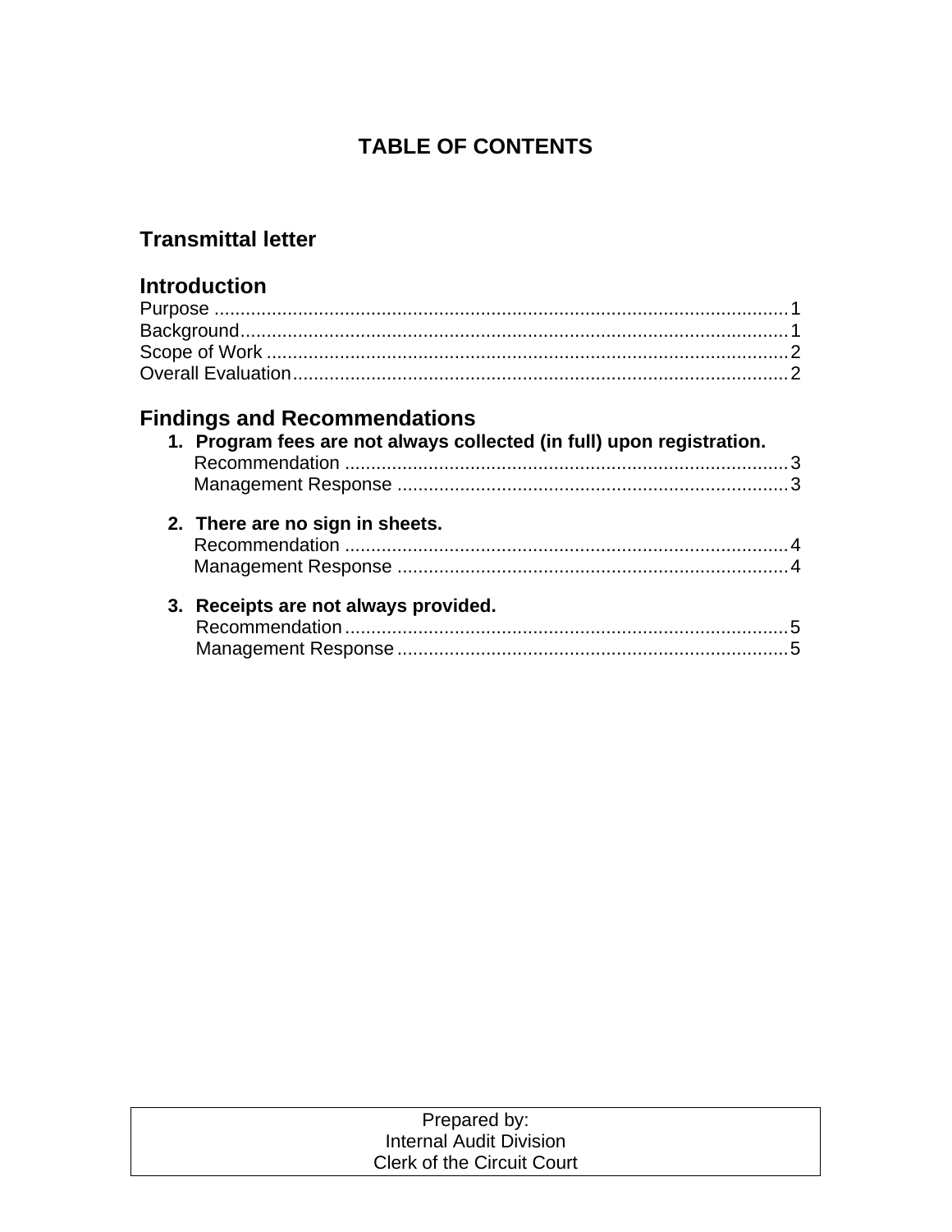# TABLE OF CONTENTS

## Transmittal letter

## Introduction

Purpose ............................................................................................................ 1
Background....................................................................................................... 1
Scope of Work ................................................................................................... 2
Overall Evaluation.............................................................................................. 2

## Findings and Recommendations

1. **Program fees are not always collected (in full) upon registration.**
   Recommendation .................................................................................... 3
   Management Response .......................................................................... 3

2. **There are no sign in sheets.**
   Recommendation .................................................................................... 4
   Management Response .......................................................................... 4

3. **Receipts are not always provided.**
   Recommendation .................................................................................... 5
   Management Response .......................................................................... 5

Prepared by:
Internal Audit Division
Clerk of the Circuit Court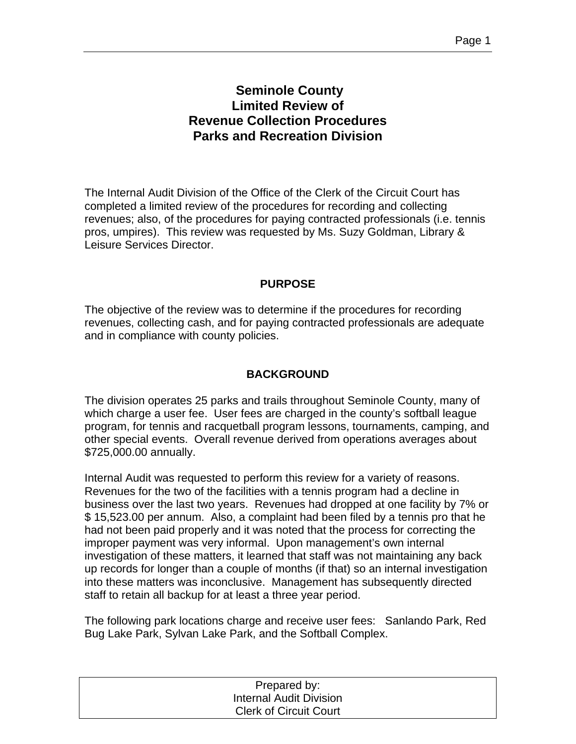# Seminole County
# Limited Review of
# Revenue Collection Procedures
# Parks and Recreation Division

The Internal Audit Division of the Office of the Clerk of the Circuit Court has completed a limited review of the procedures for recording and collecting revenues; also, of the procedures for paying contracted professionals (i.e. tennis pros, umpires). This review was requested by Ms. Suzy Goldman, Library & Leisure Services Director.

## PURPOSE

The objective of the review was to determine if the procedures for recording revenues, collecting cash, and for paying contracted professionals are adequate and in compliance with county policies.

## BACKGROUND

The division operates 25 parks and trails throughout Seminole County, many of which charge a user fee. User fees are charged in the county's softball league program, for tennis and racquetball program lessons, tournaments, camping, and other special events. Overall revenue derived from operations averages about $725,000.00 annually.

Internal Audit was requested to perform this review for a variety of reasons. Revenues for the two of the facilities with a tennis program had a decline in business over the last two years. Revenues had dropped at one facility by 7% or $ 15,523.00 per annum. Also, a complaint had been filed by a tennis pro that he had not been paid properly and it was noted that the process for correcting the improper payment was very informal. Upon management's own internal investigation of these matters, it learned that staff was not maintaining any back up records for longer than a couple of months (if that) so an internal investigation into these matters was inconclusive. Management has subsequently directed staff to retain all backup for at least a three year period.

The following park locations charge and receive user fees: Sanlando Park, Red Bug Lake Park, Sylvan Lake Park, and the Softball Complex.

Prepared by:
Internal Audit Division
Clerk of Circuit Court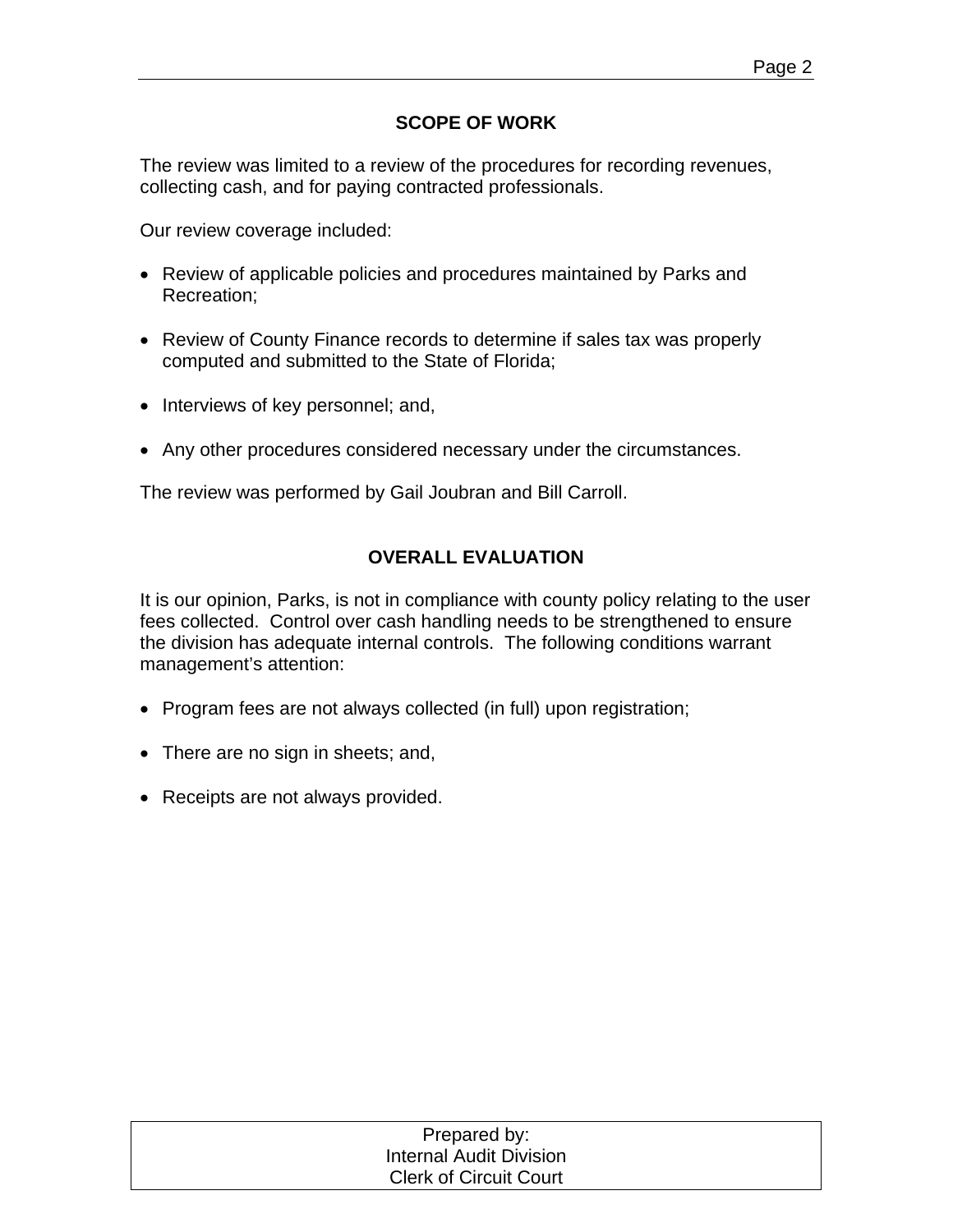## SCOPE OF WORK

The review was limited to a review of the procedures for recording revenues, collecting cash, and for paying contracted professionals.

Our review coverage included:

- Review of applicable policies and procedures maintained by Parks and Recreation;
- Review of County Finance records to determine if sales tax was properly computed and submitted to the State of Florida;
- Interviews of key personnel; and,
- Any other procedures considered necessary under the circumstances.

The review was performed by Gail Joubran and Bill Carroll.

## OVERALL EVALUATION

It is our opinion, Parks, is not in compliance with county policy relating to the user fees collected. Control over cash handling needs to be strengthened to ensure the division has adequate internal controls. The following conditions warrant management's attention:

- Program fees are not always collected (in full) upon registration;
- There are no sign in sheets; and,
- Receipts are not always provided.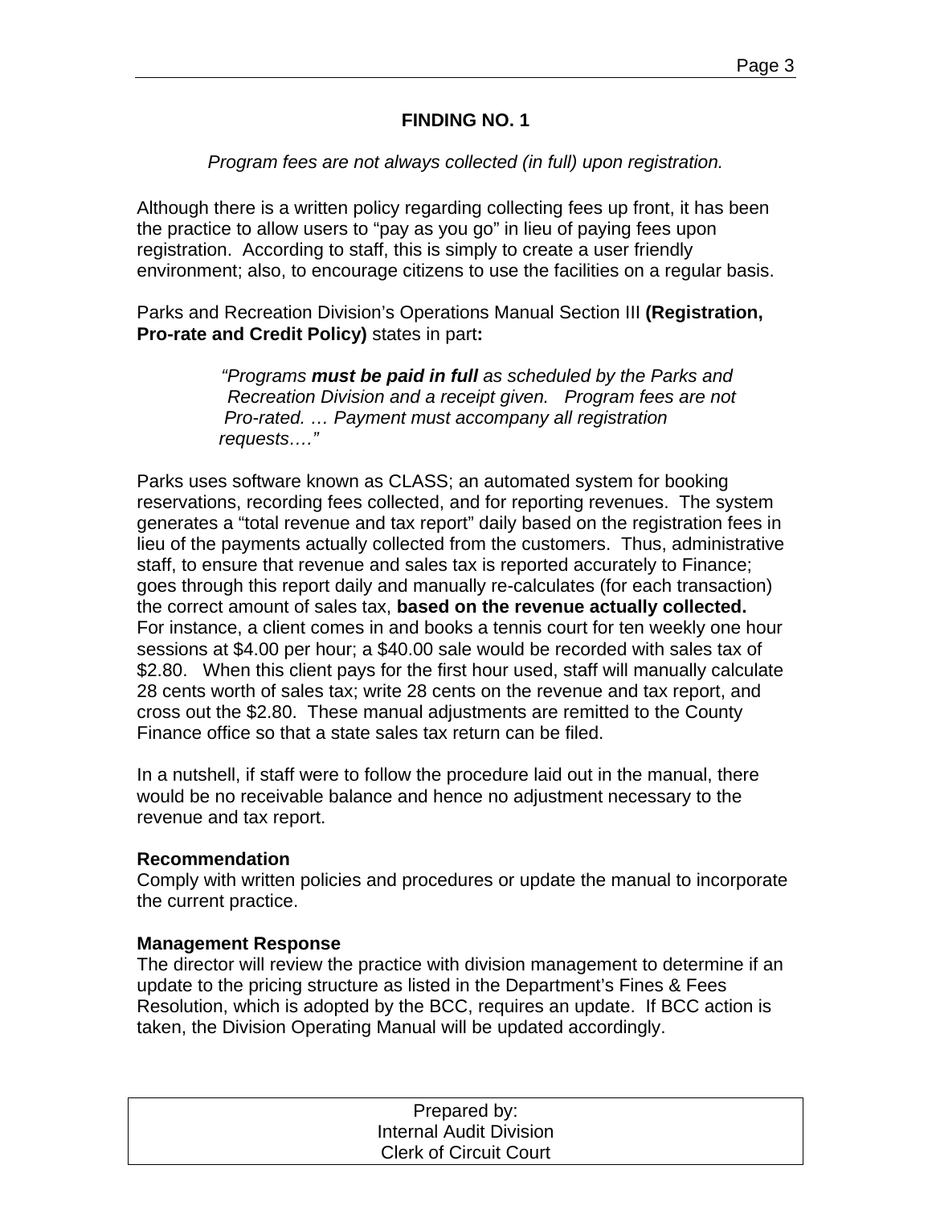## FINDING NO. 1

*Program fees are not always collected (in full) upon registration.*

Although there is a written policy regarding collecting fees up front, it has been the practice to allow users to "pay as you go" in lieu of paying fees upon registration. According to staff, this is simply to create a user friendly environment; also, to encourage citizens to use the facilities on a regular basis.

Parks and Recreation Division's Operations Manual Section III **(Registration, Pro-rate and Credit Policy)** states in part**:**

> *"Programs **must be paid in full** as scheduled by the Parks and Recreation Division and a receipt given. Program fees are not Pro-rated. … Payment must accompany all registration requests…."*

Parks uses software known as CLASS; an automated system for booking reservations, recording fees collected, and for reporting revenues. The system generates a "total revenue and tax report" daily based on the registration fees in lieu of the payments actually collected from the customers. Thus, administrative staff, to ensure that revenue and sales tax is reported accurately to Finance; goes through this report daily and manually re-calculates (for each transaction) the correct amount of sales tax, **based on the revenue actually collected.** For instance, a client comes in and books a tennis court for ten weekly one hour sessions at $4.00 per hour; a $40.00 sale would be recorded with sales tax of $2.80. When this client pays for the first hour used, staff will manually calculate 28 cents worth of sales tax; write 28 cents on the revenue and tax report, and cross out the $2.80. These manual adjustments are remitted to the County Finance office so that a state sales tax return can be filed.

In a nutshell, if staff were to follow the procedure laid out in the manual, there would be no receivable balance and hence no adjustment necessary to the revenue and tax report.

**Recommendation**
Comply with written policies and procedures or update the manual to incorporate the current practice.

**Management Response**
The director will review the practice with division management to determine if an update to the pricing structure as listed in the Department's Fines & Fees Resolution, which is adopted by the BCC, requires an update. If BCC action is taken, the Division Operating Manual will be updated accordingly.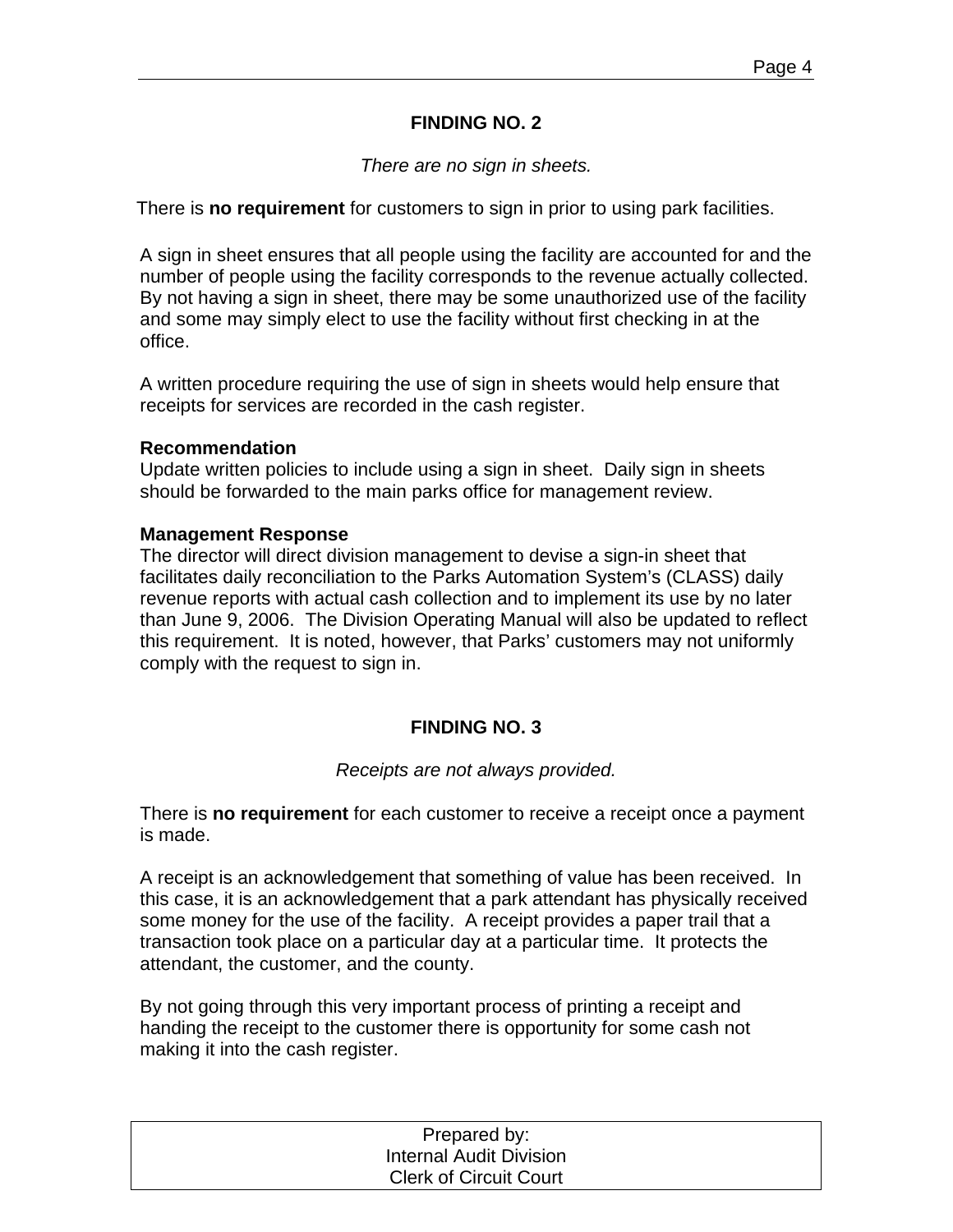## FINDING NO. 2

*There are no sign in sheets.*

There is **no requirement** for customers to sign in prior to using park facilities.

A sign in sheet ensures that all people using the facility are accounted for and the number of people using the facility corresponds to the revenue actually collected. By not having a sign in sheet, there may be some unauthorized use of the facility and some may simply elect to use the facility without first checking in at the office.

A written procedure requiring the use of sign in sheets would help ensure that receipts for services are recorded in the cash register.

**Recommendation**
Update written policies to include using a sign in sheet. Daily sign in sheets should be forwarded to the main parks office for management review.

**Management Response**
The director will direct division management to devise a sign-in sheet that facilitates daily reconciliation to the Parks Automation System's (CLASS) daily revenue reports with actual cash collection and to implement its use by no later than June 9, 2006. The Division Operating Manual will also be updated to reflect this requirement. It is noted, however, that Parks' customers may not uniformly comply with the request to sign in.

## FINDING NO. 3

*Receipts are not always provided.*

There is **no requirement** for each customer to receive a receipt once a payment is made.

A receipt is an acknowledgement that something of value has been received. In this case, it is an acknowledgement that a park attendant has physically received some money for the use of the facility. A receipt provides a paper trail that a transaction took place on a particular day at a particular time. It protects the attendant, the customer, and the county.

By not going through this very important process of printing a receipt and handing the receipt to the customer there is opportunity for some cash not making it into the cash register.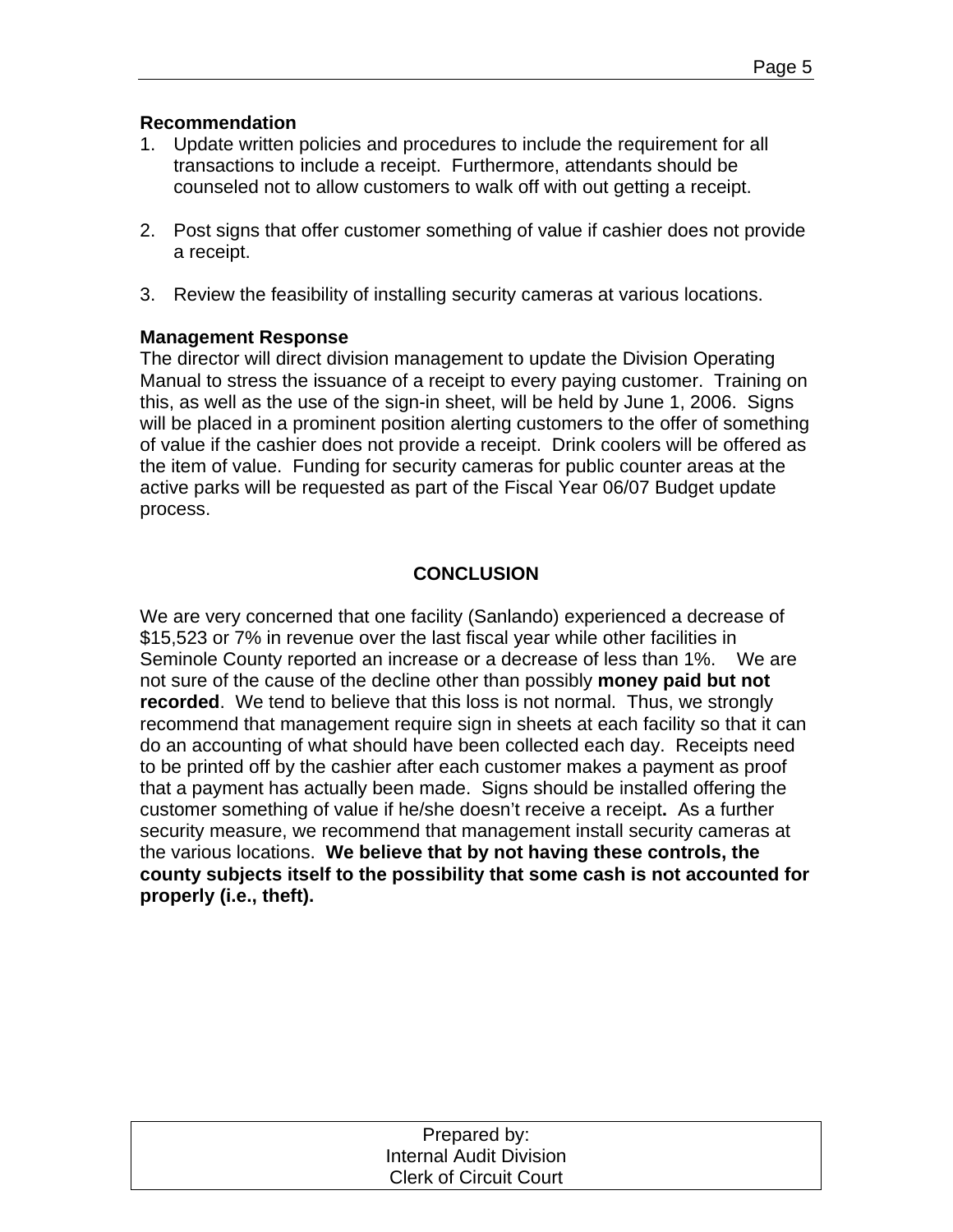**Recommendation**

1. Update written policies and procedures to include the requirement for all transactions to include a receipt. Furthermore, attendants should be counseled not to allow customers to walk off with out getting a receipt.

2. Post signs that offer customer something of value if cashier does not provide a receipt.

3. Review the feasibility of installing security cameras at various locations.

**Management Response**

The director will direct division management to update the Division Operating Manual to stress the issuance of a receipt to every paying customer. Training on this, as well as the use of the sign-in sheet, will be held by June 1, 2006. Signs will be placed in a prominent position alerting customers to the offer of something of value if the cashier does not provide a receipt. Drink coolers will be offered as the item of value. Funding for security cameras for public counter areas at the active parks will be requested as part of the Fiscal Year 06/07 Budget update process.

## CONCLUSION

We are very concerned that one facility (Sanlando) experienced a decrease of $15,523 or 7% in revenue over the last fiscal year while other facilities in Seminole County reported an increase or a decrease of less than 1%. We are not sure of the cause of the decline other than possibly **money paid but not recorded**. We tend to believe that this loss is not normal. Thus, we strongly recommend that management require sign in sheets at each facility so that it can do an accounting of what should have been collected each day. Receipts need to be printed off by the cashier after each customer makes a payment as proof that a payment has actually been made. Signs should be installed offering the customer something of value if he/she doesn't receive a receipt. As a further security measure, we recommend that management install security cameras at the various locations. **We believe that by not having these controls, the county subjects itself to the possibility that some cash is not accounted for properly (i.e., theft).**

Prepared by:
Internal Audit Division
Clerk of Circuit Court